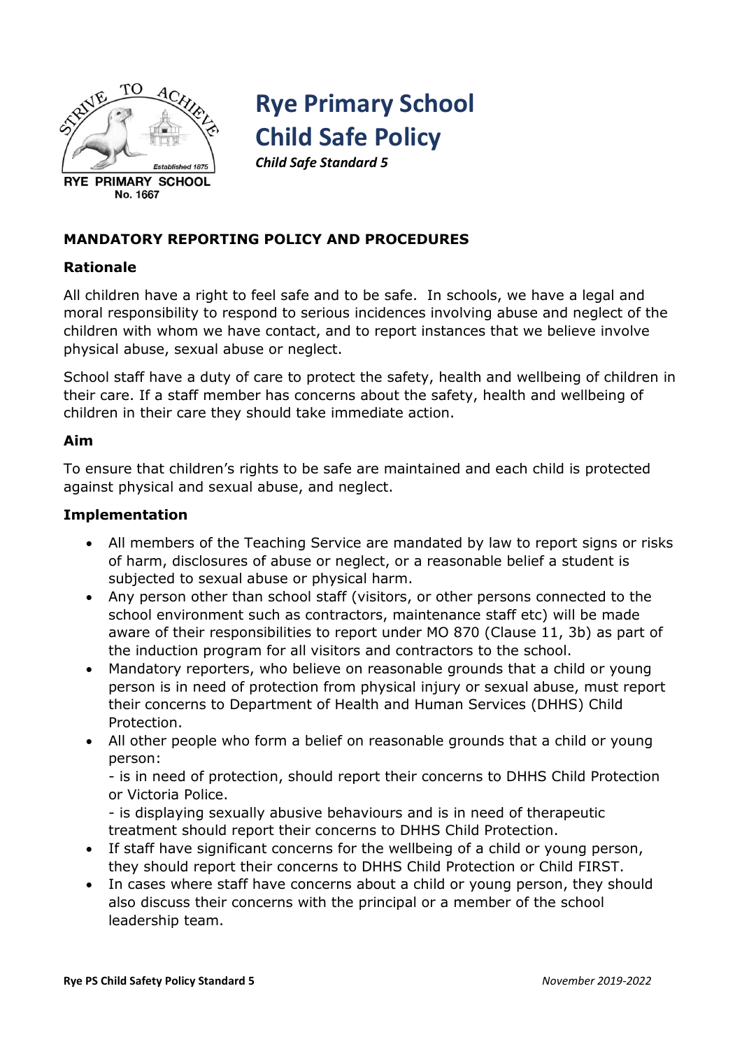# Rye Primary School Child Safe Policy

***Child Safe Standard 5***

## MANDATORY REPORTING POLICY AND PROCEDURES

### Rationale

All children have a right to feel safe and to be safe. In schools, we have a legal and moral responsibility to respond to serious incidences involving abuse and neglect of the children with whom we have contact, and to report instances that we believe involve physical abuse, sexual abuse or neglect.

School staff have a duty of care to protect the safety, health and wellbeing of children in their care. If a staff member has concerns about the safety, health and wellbeing of children in their care they should take immediate action.

### Aim

To ensure that children's rights to be safe are maintained and each child is protected against physical and sexual abuse, and neglect.

### Implementation

- All members of the Teaching Service are mandated by law to report signs or risks of harm, disclosures of abuse or neglect, or a reasonable belief a student is subjected to sexual abuse or physical harm.
- Any person other than school staff (visitors, or other persons connected to the school environment such as contractors, maintenance staff etc) will be made aware of their responsibilities to report under MO 870 (Clause 11, 3b) as part of the induction program for all visitors and contractors to the school.
- Mandatory reporters, who believe on reasonable grounds that a child or young person is in need of protection from physical injury or sexual abuse, must report their concerns to Department of Health and Human Services (DHHS) Child Protection.
- All other people who form a belief on reasonable grounds that a child or young person:
  - is in need of protection, should report their concerns to DHHS Child Protection or Victoria Police.
  - is displaying sexually abusive behaviours and is in need of therapeutic treatment should report their concerns to DHHS Child Protection.
- If staff have significant concerns for the wellbeing of a child or young person, they should report their concerns to DHHS Child Protection or Child FIRST.
- In cases where staff have concerns about a child or young person, they should also discuss their concerns with the principal or a member of the school leadership team.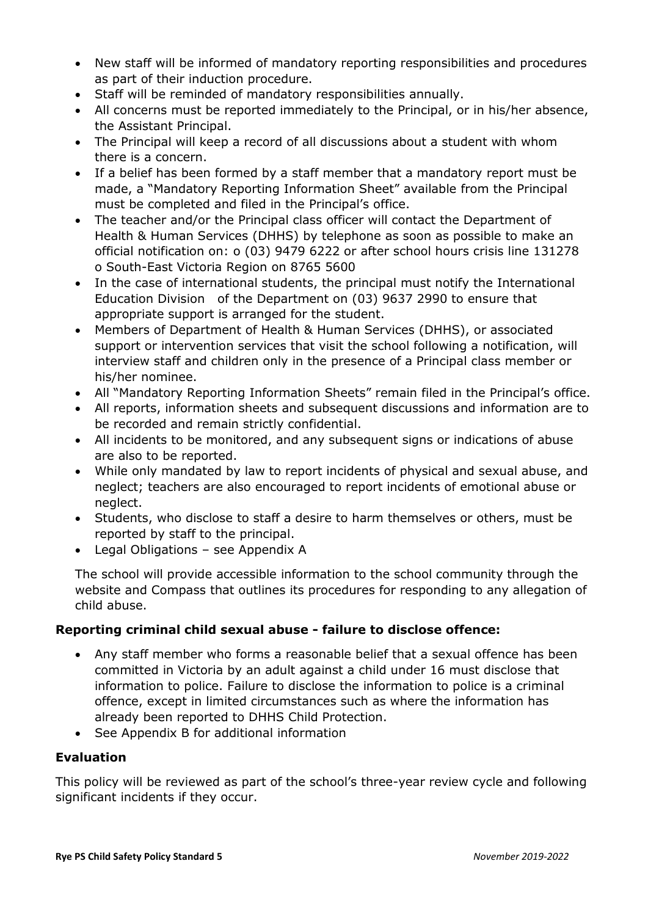- New staff will be informed of mandatory reporting responsibilities and procedures as part of their induction procedure.
- Staff will be reminded of mandatory responsibilities annually.
- All concerns must be reported immediately to the Principal, or in his/her absence, the Assistant Principal.
- The Principal will keep a record of all discussions about a student with whom there is a concern.
- If a belief has been formed by a staff member that a mandatory report must be made, a "Mandatory Reporting Information Sheet" available from the Principal must be completed and filed in the Principal's office.
- The teacher and/or the Principal class officer will contact the Department of Health & Human Services (DHHS) by telephone as soon as possible to make an official notification on: o (03) 9479 6222 or after school hours crisis line 131278 o South-East Victoria Region on 8765 5600
- In the case of international students, the principal must notify the International Education Division of the Department on (03) 9637 2990 to ensure that appropriate support is arranged for the student.
- Members of Department of Health & Human Services (DHHS), or associated support or intervention services that visit the school following a notification, will interview staff and children only in the presence of a Principal class member or his/her nominee.
- All "Mandatory Reporting Information Sheets" remain filed in the Principal's office.
- All reports, information sheets and subsequent discussions and information are to be recorded and remain strictly confidential.
- All incidents to be monitored, and any subsequent signs or indications of abuse are also to be reported.
- While only mandated by law to report incidents of physical and sexual abuse, and neglect; teachers are also encouraged to report incidents of emotional abuse or neglect.
- Students, who disclose to staff a desire to harm themselves or others, must be reported by staff to the principal.
- Legal Obligations – see Appendix A

The school will provide accessible information to the school community through the website and Compass that outlines its procedures for responding to any allegation of child abuse.

### Reporting criminal child sexual abuse - failure to disclose offence:

- Any staff member who forms a reasonable belief that a sexual offence has been committed in Victoria by an adult against a child under 16 must disclose that information to police. Failure to disclose the information to police is a criminal offence, except in limited circumstances such as where the information has already been reported to DHHS Child Protection.
- See Appendix B for additional information

### Evaluation

This policy will be reviewed as part of the school's three-year review cycle and following significant incidents if they occur.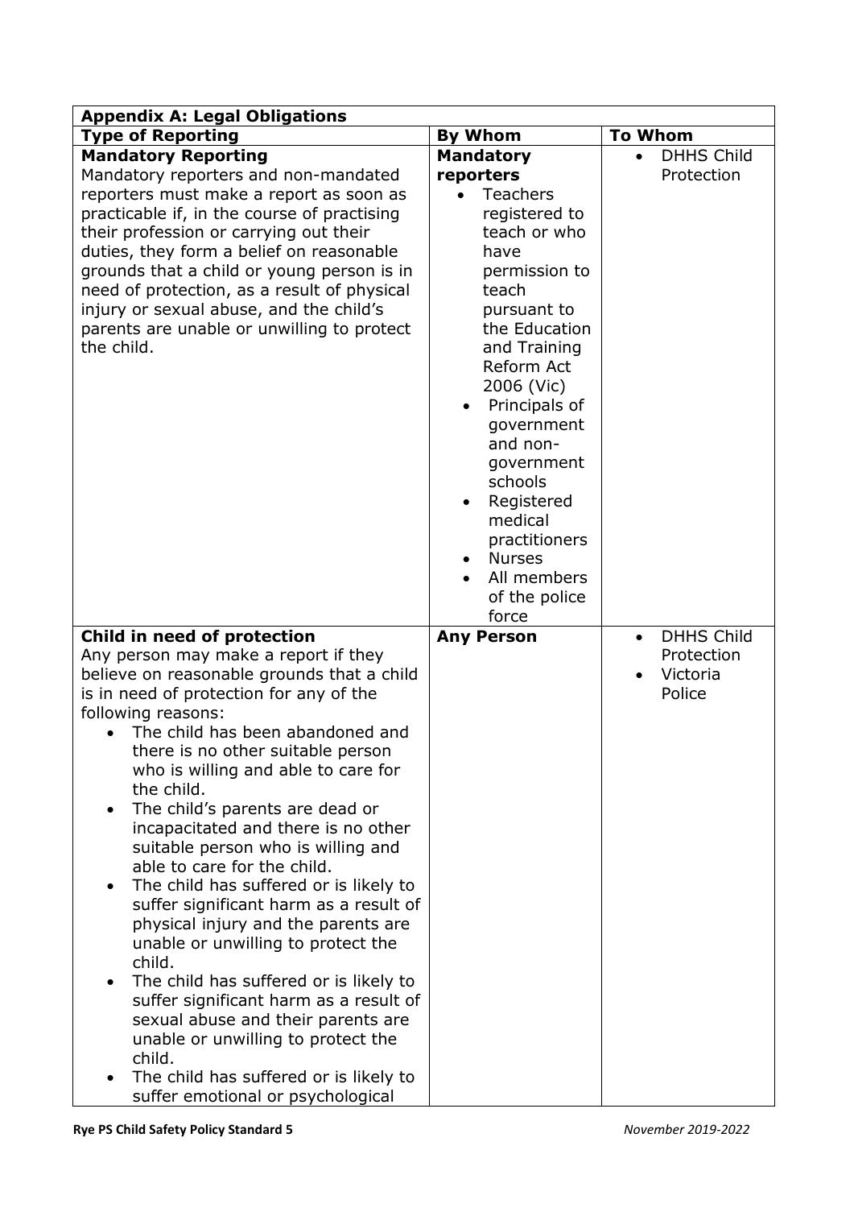| **Appendix A: Legal Obligations** | | |
|---|---|---|
| **Type of Reporting** | **By Whom** | **To Whom** |
| **Mandatory Reporting**<br>Mandatory reporters and non-mandated reporters must make a report as soon as practicable if, in the course of practising their profession or carrying out their duties, they form a belief on reasonable grounds that a child or young person is in need of protection, as a result of physical injury or sexual abuse, and the child's parents are unable or unwilling to protect the child. | **Mandatory reporters**<br>• Teachers registered to teach or who have permission to teach pursuant to the Education and Training Reform Act 2006 (Vic)<br>• Principals of government and non-government schools<br>• Registered medical practitioners<br>• Nurses<br>• All members of the police force | • DHHS Child Protection |
| **Child in need of protection**<br>Any person may make a report if they believe on reasonable grounds that a child is in need of protection for any of the following reasons:<br>• The child has been abandoned and there is no other suitable person who is willing and able to care for the child.<br>• The child's parents are dead or incapacitated and there is no other suitable person who is willing and able to care for the child.<br>• The child has suffered or is likely to suffer significant harm as a result of physical injury and the parents are unable or unwilling to protect the child.<br>• The child has suffered or is likely to suffer significant harm as a result of sexual abuse and their parents are unable or unwilling to protect the child.<br>• The child has suffered or is likely to suffer emotional or psychological | **Any Person** | • DHHS Child Protection<br>• Victoria Police |

**Rye PS Child Safety Policy Standard 5** *November 2019-2022*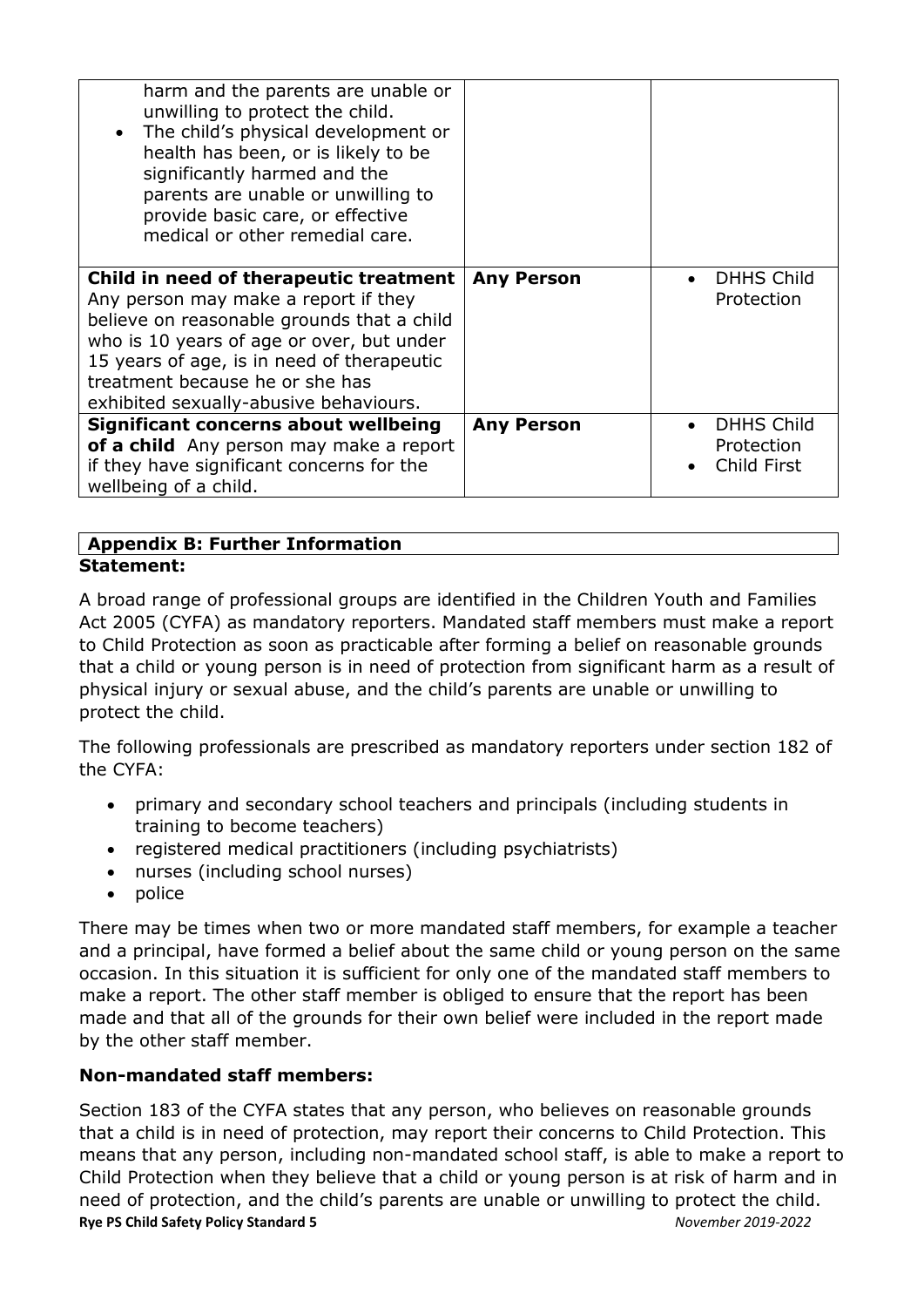| | | |
|---|---|---|
| harm and the parents are unable or unwilling to protect the child.<br>• The child's physical development or health has been, or is likely to be significantly harmed and the parents are unable or unwilling to provide basic care, or effective medical or other remedial care. | | |
| **Child in need of therapeutic treatment** Any person may make a report if they believe on reasonable grounds that a child who is 10 years of age or over, but under 15 years of age, is in need of therapeutic treatment because he or she has exhibited sexually-abusive behaviours. | **Any Person** | • DHHS Child Protection |
| **Significant concerns about wellbeing of a child** Any person may make a report if they have significant concerns for the wellbeing of a child. | **Any Person** | • DHHS Child Protection<br>• Child First |

## Appendix B: Further Information

**Statement:**

A broad range of professional groups are identified in the Children Youth and Families Act 2005 (CYFA) as mandatory reporters. Mandated staff members must make a report to Child Protection as soon as practicable after forming a belief on reasonable grounds that a child or young person is in need of protection from significant harm as a result of physical injury or sexual abuse, and the child's parents are unable or unwilling to protect the child.

The following professionals are prescribed as mandatory reporters under section 182 of the CYFA:

- primary and secondary school teachers and principals (including students in training to become teachers)
- registered medical practitioners (including psychiatrists)
- nurses (including school nurses)
- police

There may be times when two or more mandated staff members, for example a teacher and a principal, have formed a belief about the same child or young person on the same occasion. In this situation it is sufficient for only one of the mandated staff members to make a report. The other staff member is obliged to ensure that the report has been made and that all of the grounds for their own belief were included in the report made by the other staff member.

### Non-mandated staff members:

Section 183 of the CYFA states that any person, who believes on reasonable grounds that a child is in need of protection, may report their concerns to Child Protection. This means that any person, including non-mandated school staff, is able to make a report to Child Protection when they believe that a child or young person is at risk of harm and in need of protection, and the child's parents are unable or unwilling to protect the child.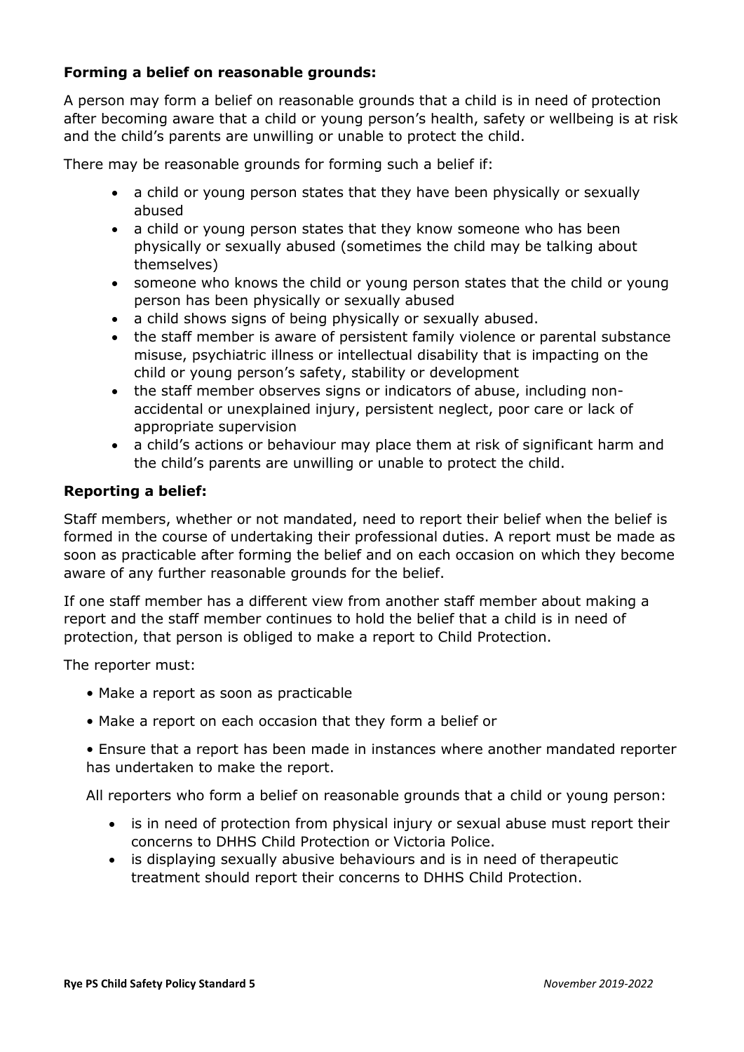**Forming a belief on reasonable grounds:**

A person may form a belief on reasonable grounds that a child is in need of protection after becoming aware that a child or young person's health, safety or wellbeing is at risk and the child's parents are unwilling or unable to protect the child.

There may be reasonable grounds for forming such a belief if:

- a child or young person states that they have been physically or sexually abused
- a child or young person states that they know someone who has been physically or sexually abused (sometimes the child may be talking about themselves)
- someone who knows the child or young person states that the child or young person has been physically or sexually abused
- a child shows signs of being physically or sexually abused.
- the staff member is aware of persistent family violence or parental substance misuse, psychiatric illness or intellectual disability that is impacting on the child or young person's safety, stability or development
- the staff member observes signs or indicators of abuse, including non-accidental or unexplained injury, persistent neglect, poor care or lack of appropriate supervision
- a child's actions or behaviour may place them at risk of significant harm and the child's parents are unwilling or unable to protect the child.

**Reporting a belief:**

Staff members, whether or not mandated, need to report their belief when the belief is formed in the course of undertaking their professional duties. A report must be made as soon as practicable after forming the belief and on each occasion on which they become aware of any further reasonable grounds for the belief.

If one staff member has a different view from another staff member about making a report and the staff member continues to hold the belief that a child is in need of protection, that person is obliged to make a report to Child Protection.

The reporter must:

- Make a report as soon as practicable
- Make a report on each occasion that they form a belief or
- Ensure that a report has been made in instances where another mandated reporter has undertaken to make the report.

All reporters who form a belief on reasonable grounds that a child or young person:

- is in need of protection from physical injury or sexual abuse must report their concerns to DHHS Child Protection or Victoria Police.
- is displaying sexually abusive behaviours and is in need of therapeutic treatment should report their concerns to DHHS Child Protection.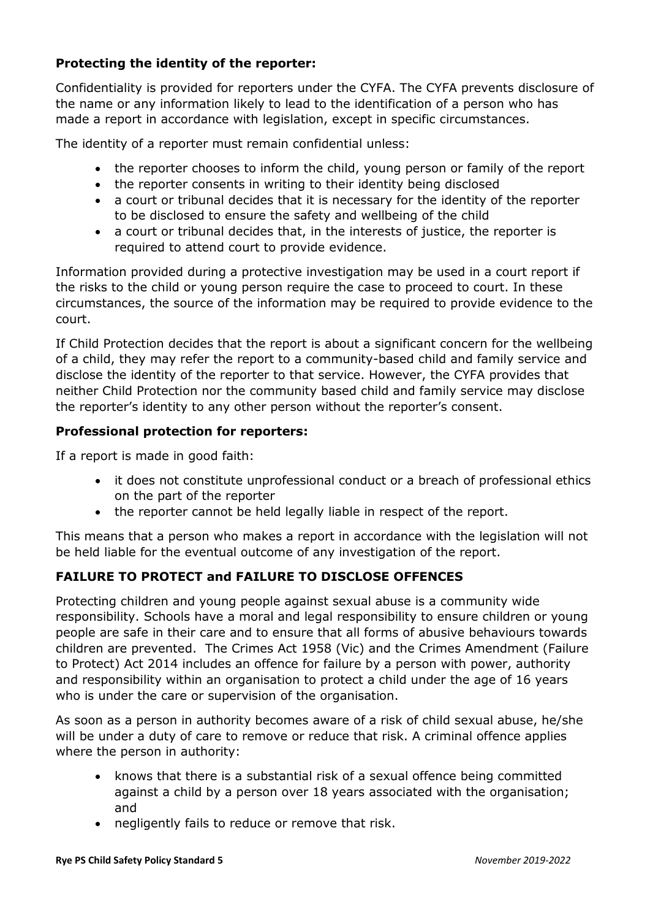**Protecting the identity of the reporter:**

Confidentiality is provided for reporters under the CYFA. The CYFA prevents disclosure of the name or any information likely to lead to the identification of a person who has made a report in accordance with legislation, except in specific circumstances.

The identity of a reporter must remain confidential unless:

- the reporter chooses to inform the child, young person or family of the report
- the reporter consents in writing to their identity being disclosed
- a court or tribunal decides that it is necessary for the identity of the reporter to be disclosed to ensure the safety and wellbeing of the child
- a court or tribunal decides that, in the interests of justice, the reporter is required to attend court to provide evidence.

Information provided during a protective investigation may be used in a court report if the risks to the child or young person require the case to proceed to court. In these circumstances, the source of the information may be required to provide evidence to the court.

If Child Protection decides that the report is about a significant concern for the wellbeing of a child, they may refer the report to a community-based child and family service and disclose the identity of the reporter to that service. However, the CYFA provides that neither Child Protection nor the community based child and family service may disclose the reporter's identity to any other person without the reporter's consent.

**Professional protection for reporters:**

If a report is made in good faith:

- it does not constitute unprofessional conduct or a breach of professional ethics on the part of the reporter
- the reporter cannot be held legally liable in respect of the report.

This means that a person who makes a report in accordance with the legislation will not be held liable for the eventual outcome of any investigation of the report.

**FAILURE TO PROTECT and FAILURE TO DISCLOSE OFFENCES**

Protecting children and young people against sexual abuse is a community wide responsibility. Schools have a moral and legal responsibility to ensure children or young people are safe in their care and to ensure that all forms of abusive behaviours towards children are prevented. The Crimes Act 1958 (Vic) and the Crimes Amendment (Failure to Protect) Act 2014 includes an offence for failure by a person with power, authority and responsibility within an organisation to protect a child under the age of 16 years who is under the care or supervision of the organisation.

As soon as a person in authority becomes aware of a risk of child sexual abuse, he/she will be under a duty of care to remove or reduce that risk. A criminal offence applies where the person in authority:

- knows that there is a substantial risk of a sexual offence being committed against a child by a person over 18 years associated with the organisation; and
- negligently fails to reduce or remove that risk.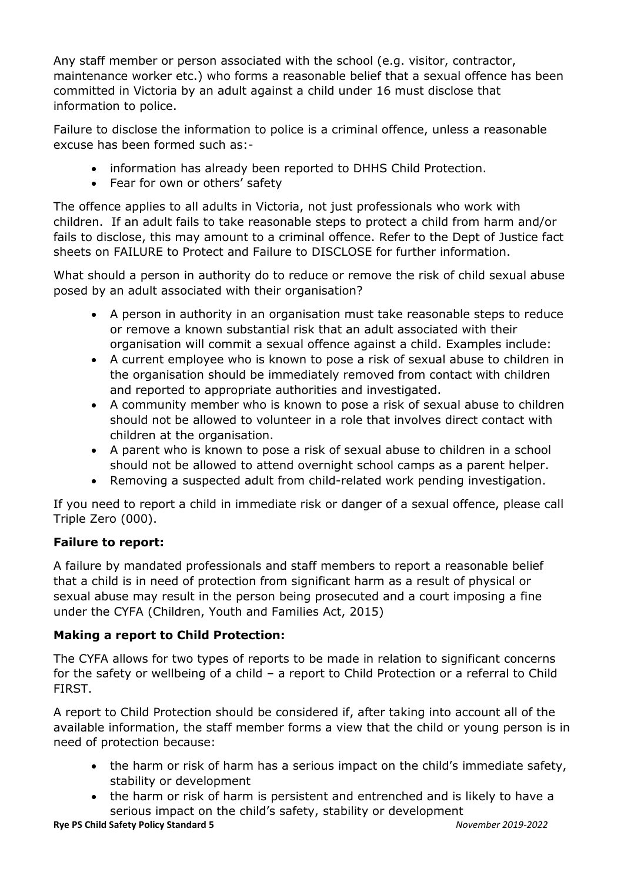Any staff member or person associated with the school (e.g. visitor, contractor, maintenance worker etc.) who forms a reasonable belief that a sexual offence has been committed in Victoria by an adult against a child under 16 must disclose that information to police.

Failure to disclose the information to police is a criminal offence, unless a reasonable excuse has been formed such as:-

- information has already been reported to DHHS Child Protection.
- Fear for own or others' safety

The offence applies to all adults in Victoria, not just professionals who work with children. If an adult fails to take reasonable steps to protect a child from harm and/or fails to disclose, this may amount to a criminal offence. Refer to the Dept of Justice fact sheets on FAILURE to Protect and Failure to DISCLOSE for further information.

What should a person in authority do to reduce or remove the risk of child sexual abuse posed by an adult associated with their organisation?

- A person in authority in an organisation must take reasonable steps to reduce or remove a known substantial risk that an adult associated with their organisation will commit a sexual offence against a child. Examples include:
- A current employee who is known to pose a risk of sexual abuse to children in the organisation should be immediately removed from contact with children and reported to appropriate authorities and investigated.
- A community member who is known to pose a risk of sexual abuse to children should not be allowed to volunteer in a role that involves direct contact with children at the organisation.
- A parent who is known to pose a risk of sexual abuse to children in a school should not be allowed to attend overnight school camps as a parent helper.
- Removing a suspected adult from child-related work pending investigation.

If you need to report a child in immediate risk or danger of a sexual offence, please call Triple Zero (000).

**Failure to report:**

A failure by mandated professionals and staff members to report a reasonable belief that a child is in need of protection from significant harm as a result of physical or sexual abuse may result in the person being prosecuted and a court imposing a fine under the CYFA (Children, Youth and Families Act, 2015)

**Making a report to Child Protection:**

The CYFA allows for two types of reports to be made in relation to significant concerns for the safety or wellbeing of a child – a report to Child Protection or a referral to Child FIRST.

A report to Child Protection should be considered if, after taking into account all of the available information, the staff member forms a view that the child or young person is in need of protection because:

- the harm or risk of harm has a serious impact on the child's immediate safety, stability or development
- the harm or risk of harm is persistent and entrenched and is likely to have a serious impact on the child's safety, stability or development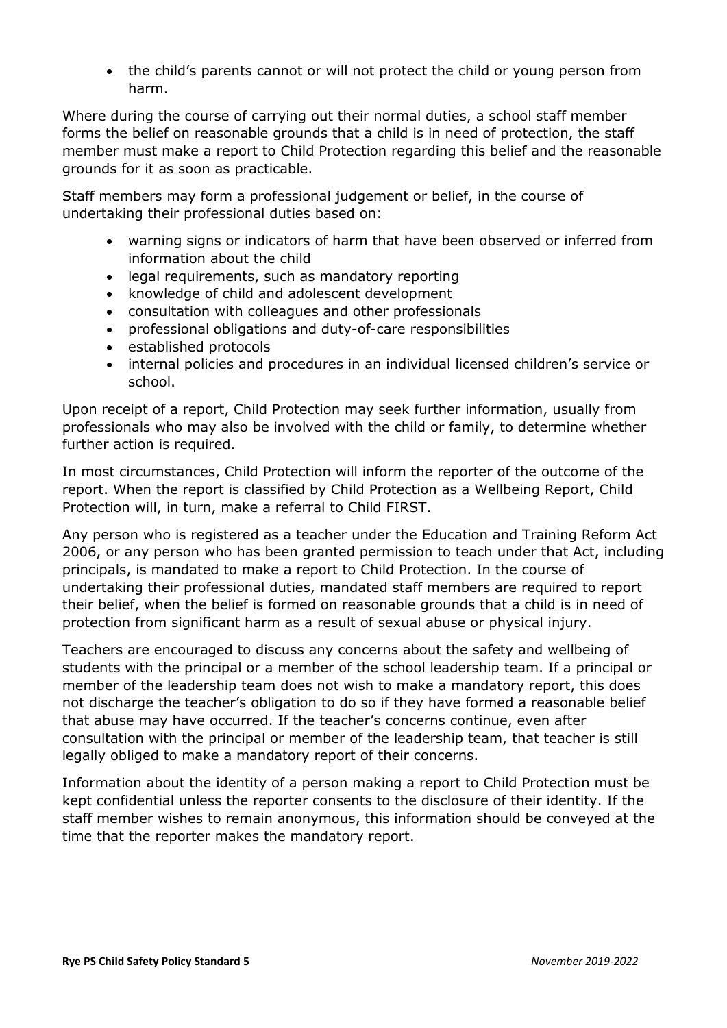- the child's parents cannot or will not protect the child or young person from harm.

Where during the course of carrying out their normal duties, a school staff member forms the belief on reasonable grounds that a child is in need of protection, the staff member must make a report to Child Protection regarding this belief and the reasonable grounds for it as soon as practicable.

Staff members may form a professional judgement or belief, in the course of undertaking their professional duties based on:

- warning signs or indicators of harm that have been observed or inferred from information about the child
- legal requirements, such as mandatory reporting
- knowledge of child and adolescent development
- consultation with colleagues and other professionals
- professional obligations and duty-of-care responsibilities
- established protocols
- internal policies and procedures in an individual licensed children's service or school.

Upon receipt of a report, Child Protection may seek further information, usually from professionals who may also be involved with the child or family, to determine whether further action is required.

In most circumstances, Child Protection will inform the reporter of the outcome of the report. When the report is classified by Child Protection as a Wellbeing Report, Child Protection will, in turn, make a referral to Child FIRST.

Any person who is registered as a teacher under the Education and Training Reform Act 2006, or any person who has been granted permission to teach under that Act, including principals, is mandated to make a report to Child Protection. In the course of undertaking their professional duties, mandated staff members are required to report their belief, when the belief is formed on reasonable grounds that a child is in need of protection from significant harm as a result of sexual abuse or physical injury.

Teachers are encouraged to discuss any concerns about the safety and wellbeing of students with the principal or a member of the school leadership team. If a principal or member of the leadership team does not wish to make a mandatory report, this does not discharge the teacher's obligation to do so if they have formed a reasonable belief that abuse may have occurred. If the teacher's concerns continue, even after consultation with the principal or member of the leadership team, that teacher is still legally obliged to make a mandatory report of their concerns.

Information about the identity of a person making a report to Child Protection must be kept confidential unless the reporter consents to the disclosure of their identity. If the staff member wishes to remain anonymous, this information should be conveyed at the time that the reporter makes the mandatory report.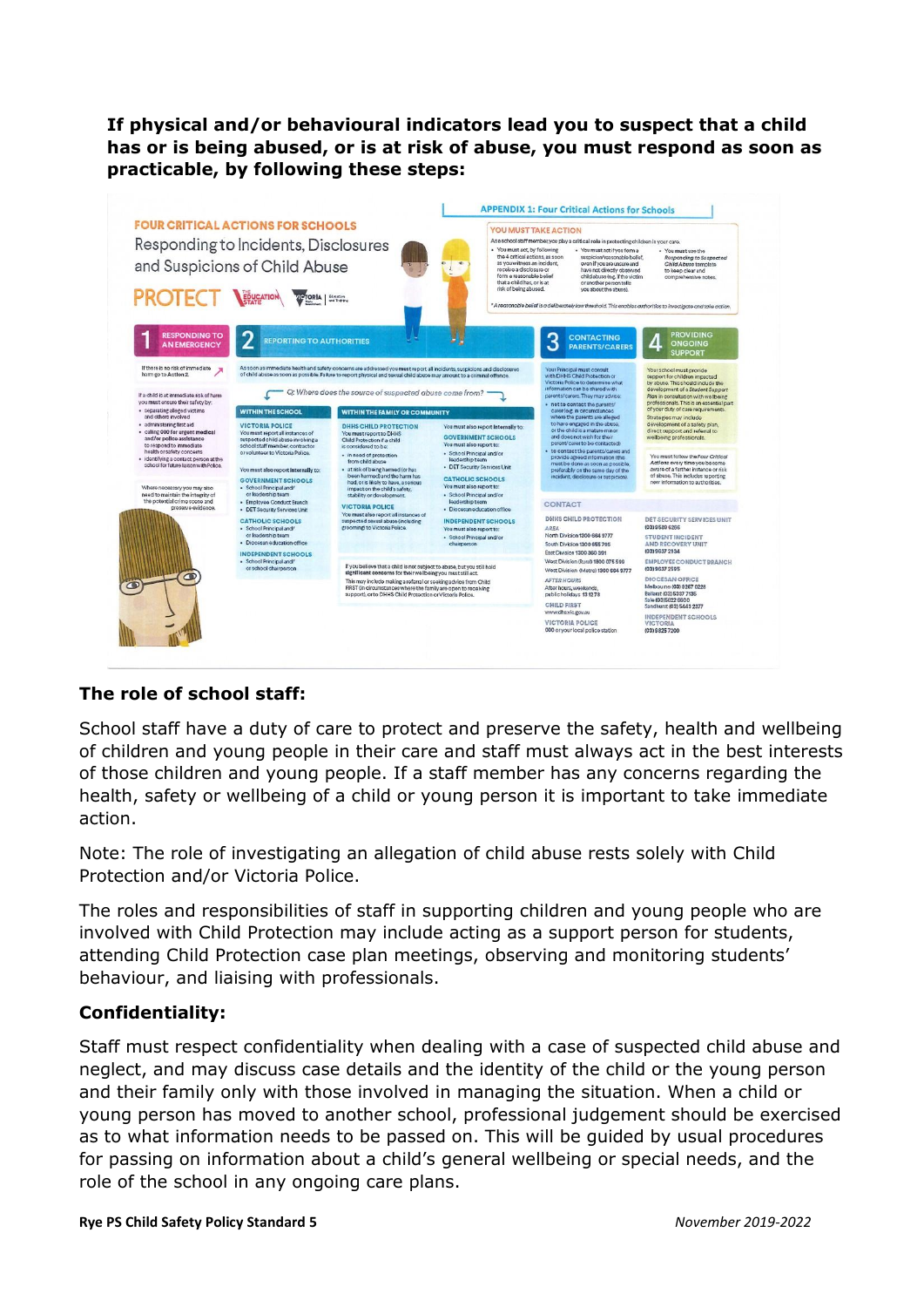**If physical and/or behavioural indicators lead you to suspect that a child has or is being abused, or is at risk of abuse, you must respond as soon as practicable, by following these steps:**

## The role of school staff:

School staff have a duty of care to protect and preserve the safety, health and wellbeing of children and young people in their care and staff must always act in the best interests of those children and young people. If a staff member has any concerns regarding the health, safety or wellbeing of a child or young person it is important to take immediate action.

Note: The role of investigating an allegation of child abuse rests solely with Child Protection and/or Victoria Police.

The roles and responsibilities of staff in supporting children and young people who are involved with Child Protection may include acting as a support person for students, attending Child Protection case plan meetings, observing and monitoring students' behaviour, and liaising with professionals.

## Confidentiality:

Staff must respect confidentiality when dealing with a case of suspected child abuse and neglect, and may discuss case details and the identity of the child or the young person and their family only with those involved in managing the situation. When a child or young person has moved to another school, professional judgement should be exercised as to what information needs to be passed on. This will be guided by usual procedures for passing on information about a child's general wellbeing or special needs, and the role of the school in any ongoing care plans.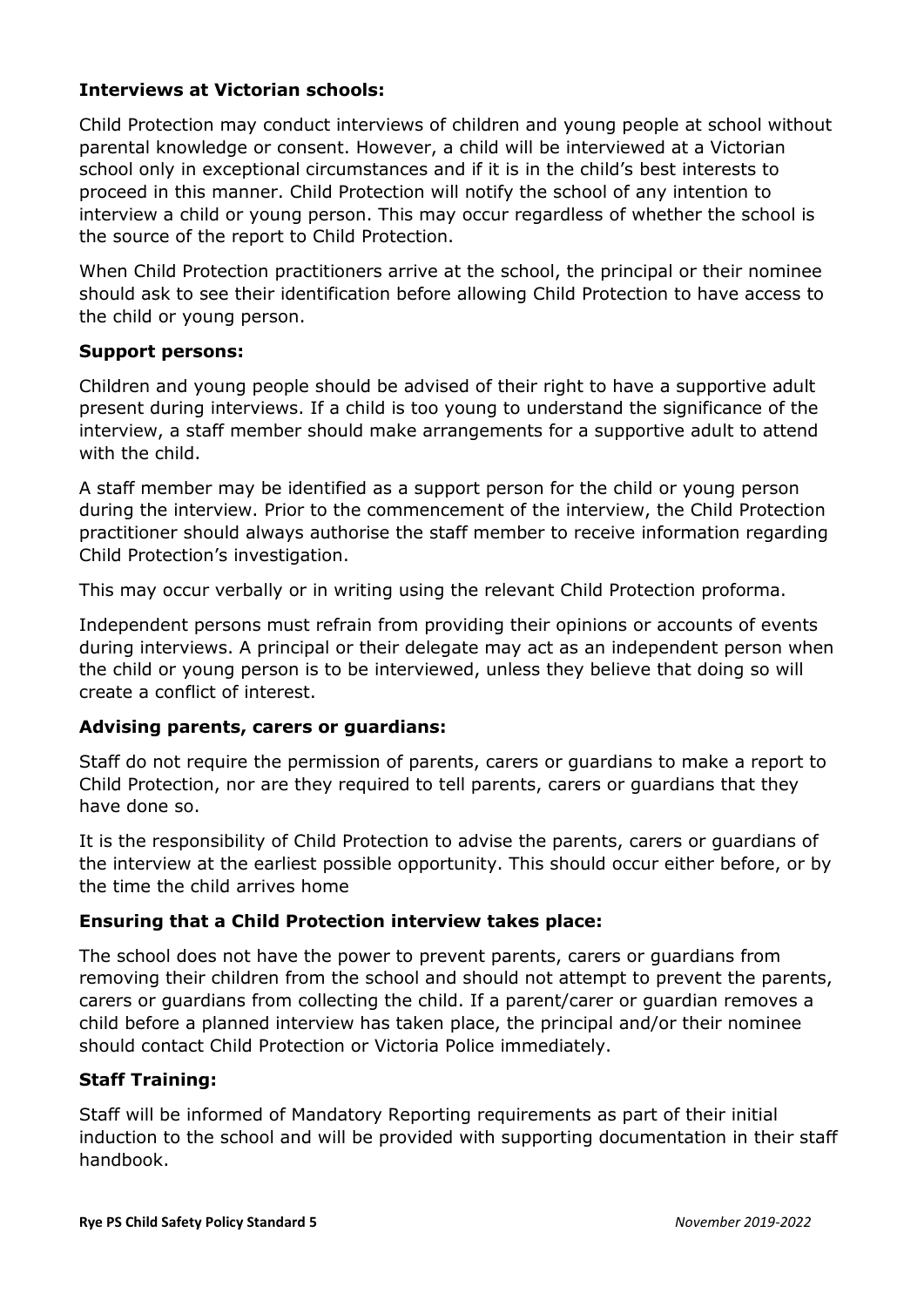**Interviews at Victorian schools:**

Child Protection may conduct interviews of children and young people at school without parental knowledge or consent. However, a child will be interviewed at a Victorian school only in exceptional circumstances and if it is in the child's best interests to proceed in this manner. Child Protection will notify the school of any intention to interview a child or young person. This may occur regardless of whether the school is the source of the report to Child Protection.

When Child Protection practitioners arrive at the school, the principal or their nominee should ask to see their identification before allowing Child Protection to have access to the child or young person.

**Support persons:**

Children and young people should be advised of their right to have a supportive adult present during interviews. If a child is too young to understand the significance of the interview, a staff member should make arrangements for a supportive adult to attend with the child.

A staff member may be identified as a support person for the child or young person during the interview. Prior to the commencement of the interview, the Child Protection practitioner should always authorise the staff member to receive information regarding Child Protection's investigation.

This may occur verbally or in writing using the relevant Child Protection proforma.

Independent persons must refrain from providing their opinions or accounts of events during interviews. A principal or their delegate may act as an independent person when the child or young person is to be interviewed, unless they believe that doing so will create a conflict of interest.

**Advising parents, carers or guardians:**

Staff do not require the permission of parents, carers or guardians to make a report to Child Protection, nor are they required to tell parents, carers or guardians that they have done so.

It is the responsibility of Child Protection to advise the parents, carers or guardians of the interview at the earliest possible opportunity. This should occur either before, or by the time the child arrives home

**Ensuring that a Child Protection interview takes place:**

The school does not have the power to prevent parents, carers or guardians from removing their children from the school and should not attempt to prevent the parents, carers or guardians from collecting the child. If a parent/carer or guardian removes a child before a planned interview has taken place, the principal and/or their nominee should contact Child Protection or Victoria Police immediately.

**Staff Training:**

Staff will be informed of Mandatory Reporting requirements as part of their initial induction to the school and will be provided with supporting documentation in their staff handbook.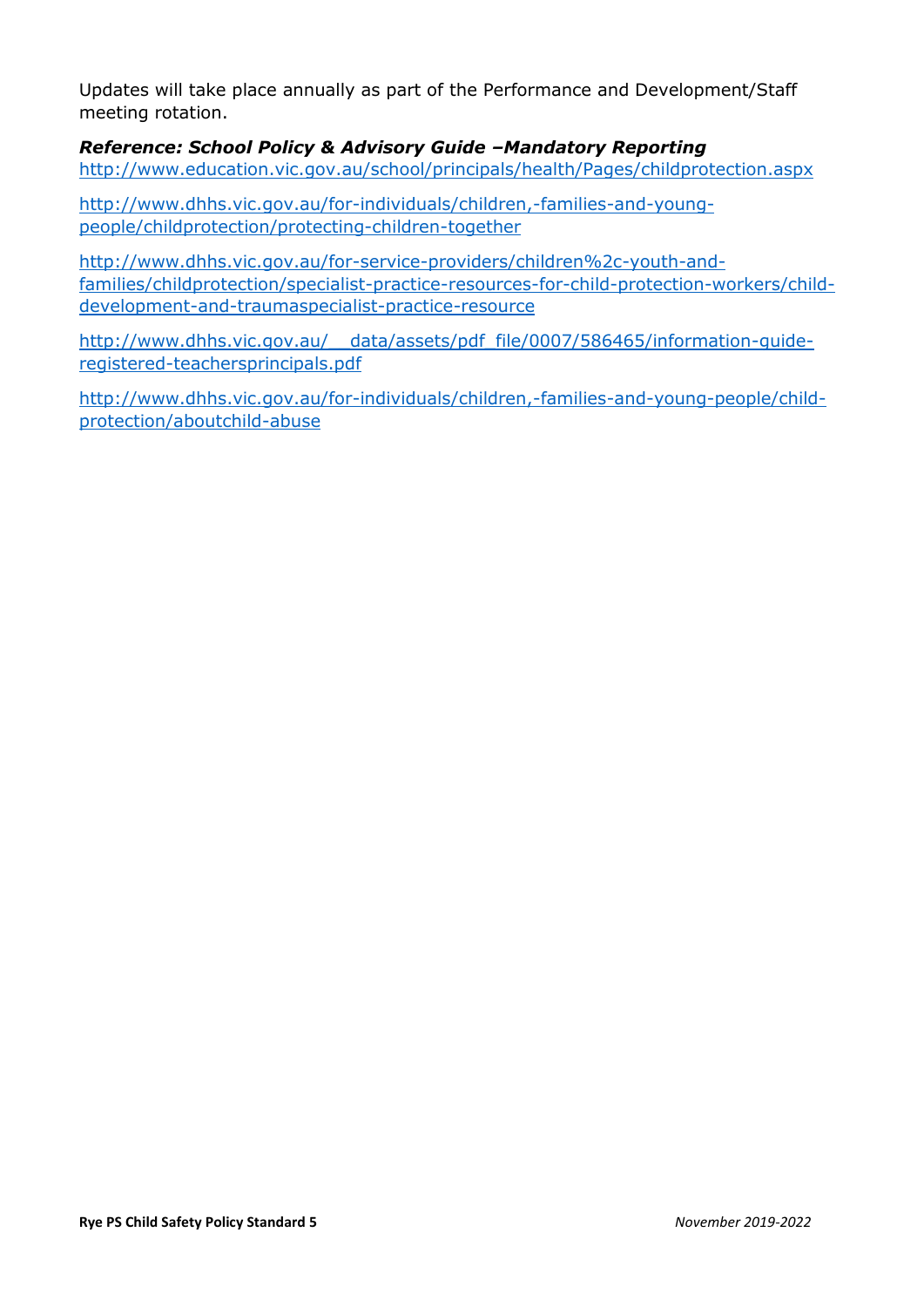Updates will take place annually as part of the Performance and Development/Staff meeting rotation.

***Reference: School Policy & Advisory Guide –Mandatory Reporting***

http://www.education.vic.gov.au/school/principals/health/Pages/childprotection.aspx

http://www.dhhs.vic.gov.au/for-individuals/children,-families-and-young-people/childprotection/protecting-children-together

http://www.dhhs.vic.gov.au/for-service-providers/children%2c-youth-and-families/childprotection/specialist-practice-resources-for-child-protection-workers/child-development-and-traumaspecialist-practice-resource

http://www.dhhs.vic.gov.au/__data/assets/pdf_file/0007/586465/information-guide-registered-teachersprincipals.pdf

http://www.dhhs.vic.gov.au/for-individuals/children,-families-and-young-people/child-protection/aboutchild-abuse